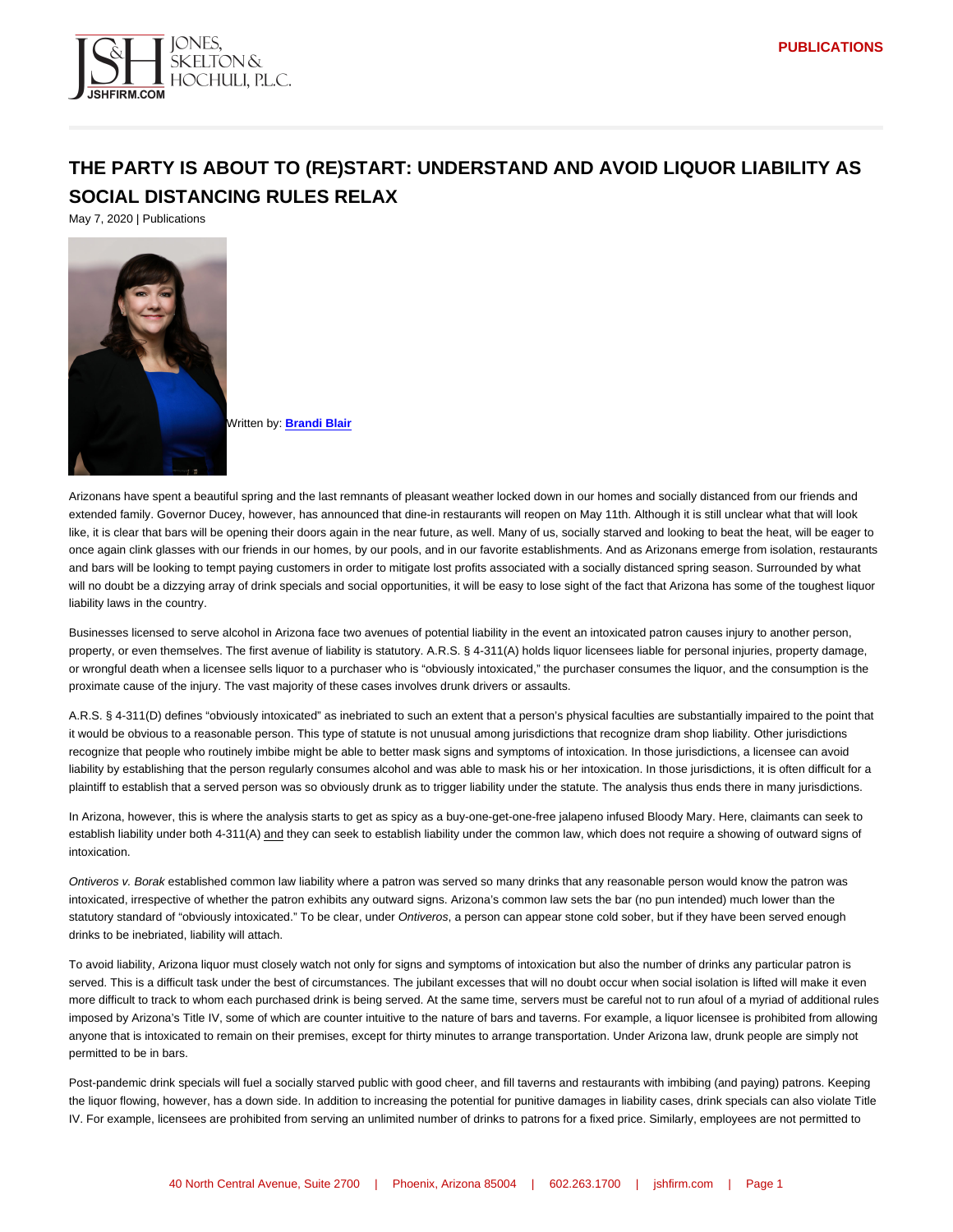# THE PARTY IS ABOUT TO (RE)START: UNDERSTAND AND AVOID LIQUOR LIABILITY AS SOCIAL DISTANCING RULES RELAX

May 7, 2020 | Publications

Written by: **Brandi Blair**

Arizonans have spent a beautiful spring and the last remnants of pleasant weather locked down in our homes and socially distanced from our friends and extended family. Governor Ducey, however, has announced that dine-in restaurants will reopen on May 11th. Although it is still unclear what that will look like, it is clear that bars will be opening their doors again in the near future, as well. Many of us, socially starved and looking to beat the heat, will be eager to once again clink glasses with our friends in our homes, by our pools, and in our favorite establishments. And as Arizonans emerge from isolation, restaurants and bars will be looking to tempt paying customers in order to mitigate lost profits associated with a socially distanced spring season. Surrounded by what will no doubt be a dizzying array of drink specials and social opportunities, it will be easy to lose sight of the fact that Arizona has some of the toughest liquor liability laws in the country.

Businesses licensed to serve alcohol in Arizona face two avenues of potential liability in the event an intoxicated patron causes injury to another person, property, or even themselves. The first avenue of liability is statutory. A.R.S. § 4-311(A) holds liquor licensees liable for personal injuries, property damage, or wrongful death when a licensee sells liquor to a purchaser who is "obviously intoxicated," the purchaser consumes the liquor, and the consumption is the proximate cause of the injury. The vast majority of these cases involves drunk drivers or assaults.

A.R.S. § 4-311(D) defines "obviously intoxicated" as inebriated to such an extent that a person's physical faculties are substantially impaired to the point that it would be obvious to a reasonable person. This type of statute is not unusual among jurisdictions that recognize dram shop liability. Other jurisdictions recognize that people who routinely imbibe might be able to better mask signs and symptoms of intoxication. In those jurisdictions, a licensee can avoid liability by establishing that the person regularly consumes alcohol and was able to mask his or her intoxication. In those jurisdictions, it is often difficult for a plaintiff to establish that a served person was so obviously drunk as to trigger liability under the statute. The analysis thus ends there in many jurisdictions.

In Arizona, however, this is where the analysis starts to get as spicy as a buy-one-get-one-free jalapeno infused Bloody Mary. Here, claimants can seek to establish liability under both 4-311(A) <u>and</u> they can seek to establish liability under the common law, which does not require a showing of outward signs of intoxication.

*Ontiveros v. Borak* established common law liability where a patron was served so many drinks that any reasonable person would know the patron was intoxicated, irrespective of whether the patron exhibits any outward signs. Arizona's common law sets the bar (no pun intended) much lower than the statutory standard of "obviously intoxicated." To be clear, under *Ontiveros*, a person can appear stone cold sober, but if they have been served enough drinks to be inebriated, liability will attach.

To avoid liability, Arizona liquor must closely watch not only for signs and symptoms of intoxication but also the number of drinks any particular patron is served. This is a difficult task under the best of circumstances. The jubilant excesses that will no doubt occur when social isolation is lifted will make it even more difficult to track to whom each purchased drink is being served. At the same time, servers must be careful not to run afoul of a myriad of additional rules imposed by Arizona's Title IV, some of which are counter intuitive to the nature of bars and taverns. For example, a liquor licensee is prohibited from allowing anyone that is intoxicated to remain on their premises, except for thirty minutes to arrange transportation. Under Arizona law, drunk people are simply not permitted to be in bars.

Post-pandemic drink specials will fuel a socially starved public with good cheer, and fill taverns and restaurants with imbibing (and paying) patrons. Keeping the liquor flowing, however, has a down side. In addition to increasing the potential for punitive damages in liability cases, drink specials can also violate Title IV. For example, licensees are prohibited from serving an unlimited number of drinks to patrons for a fixed price. Similarly, employees are not permitted to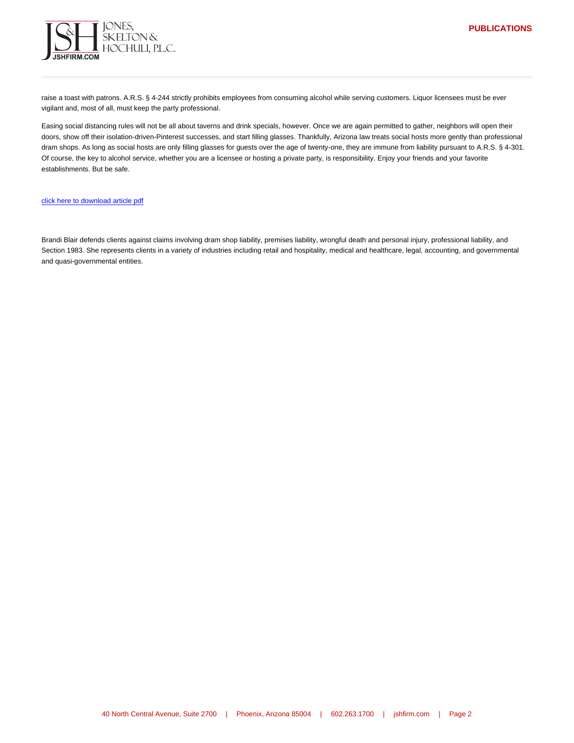raise a toast with patrons. A.R.S. § 4-244 strictly prohibits employees from consuming alcohol while serving customers. Liquor licensees must be ever vigilant and, most of all, must keep the party professional.

Easing social distancing rules will not be all about taverns and drink specials, however. Once we are again permitted to gather, neighbors will open their doors, show off their isolation-driven-Pinterest successes, and start filling glasses. Thankfully, Arizona law treats social hosts more gently than professional dram shops. As long as social hosts are only filling glasses for guests over the age of twenty-one, they are immune from liability pursuant to A.R.S. § 4-301. Of course, the key to alcohol service, whether you are a licensee or hosting a private party, is responsibility. Enjoy your friends and your favorite establishments. But be safe.

click here to download article pdf

Brandi Blair defends clients against claims involving dram shop liability, premises liability, wrongful death and personal injury, professional liability, and Section 1983. She represents clients in a variety of industries including retail and hospitality, medical and healthcare, legal, accounting, and governmental and quasi-governmental entities.